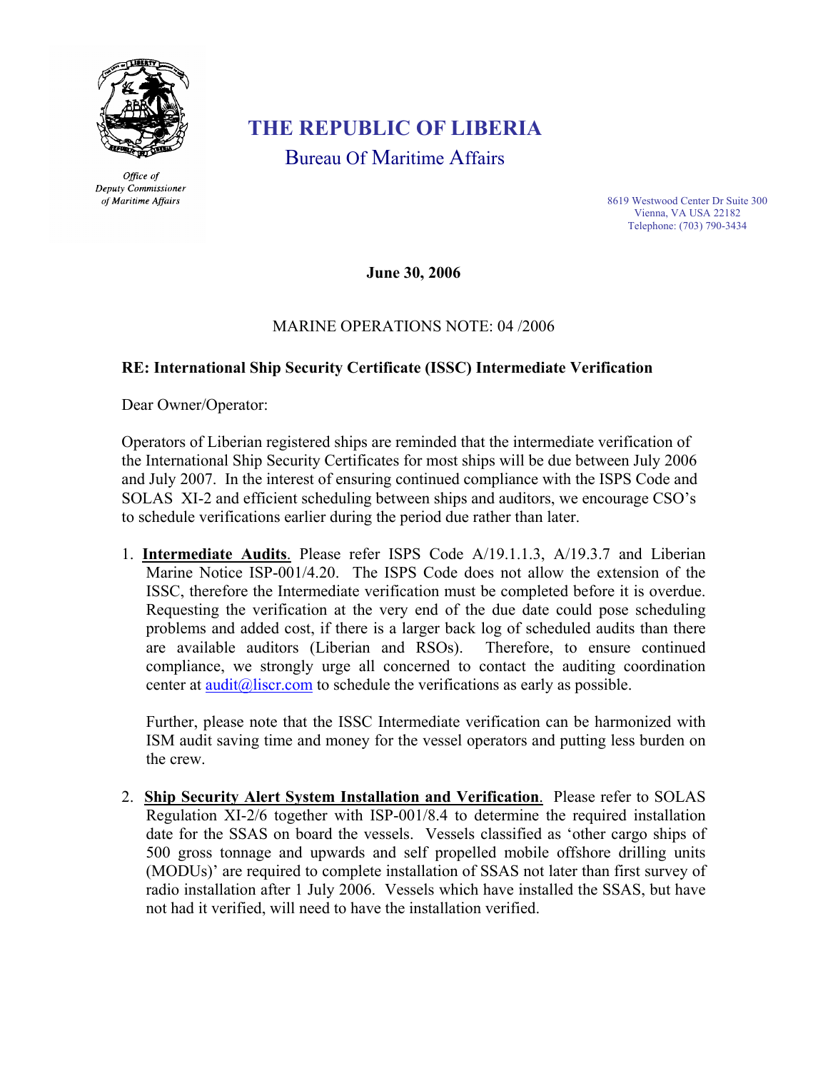*Office of*
*Deputy Commissioner*
*of Maritime Affairs*

# THE REPUBLIC OF LIBERIA

## Bureau Of Maritime Affairs

8619 Westwood Center Dr Suite 300
Vienna, VA USA 22182
Telephone: (703) 790-3434

**June 30, 2006**

MARINE OPERATIONS NOTE: 04 /2006

**RE: International Ship Security Certificate (ISSC) Intermediate Verification**

Dear Owner/Operator:

Operators of Liberian registered ships are reminded that the intermediate verification of the International Ship Security Certificates for most ships will be due between July 2006 and July 2007. In the interest of ensuring continued compliance with the ISPS Code and SOLAS XI-2 and efficient scheduling between ships and auditors, we encourage CSO's to schedule verifications earlier during the period due rather than later.

1. **Intermediate Audits**. Please refer ISPS Code A/19.1.1.3, A/19.3.7 and Liberian Marine Notice ISP-001/4.20. The ISPS Code does not allow the extension of the ISSC, therefore the Intermediate verification must be completed before it is overdue. Requesting the verification at the very end of the due date could pose scheduling problems and added cost, if there is a larger back log of scheduled audits than there are available auditors (Liberian and RSOs). Therefore, to ensure continued compliance, we strongly urge all concerned to contact the auditing coordination center at audit@liscr.com to schedule the verifications as early as possible.

   Further, please note that the ISSC Intermediate verification can be harmonized with ISM audit saving time and money for the vessel operators and putting less burden on the crew.

2. **Ship Security Alert System Installation and Verification**. Please refer to SOLAS Regulation XI-2/6 together with ISP-001/8.4 to determine the required installation date for the SSAS on board the vessels. Vessels classified as 'other cargo ships of 500 gross tonnage and upwards and self propelled mobile offshore drilling units (MODUs)' are required to complete installation of SSAS not later than first survey of radio installation after 1 July 2006. Vessels which have installed the SSAS, but have not had it verified, will need to have the installation verified.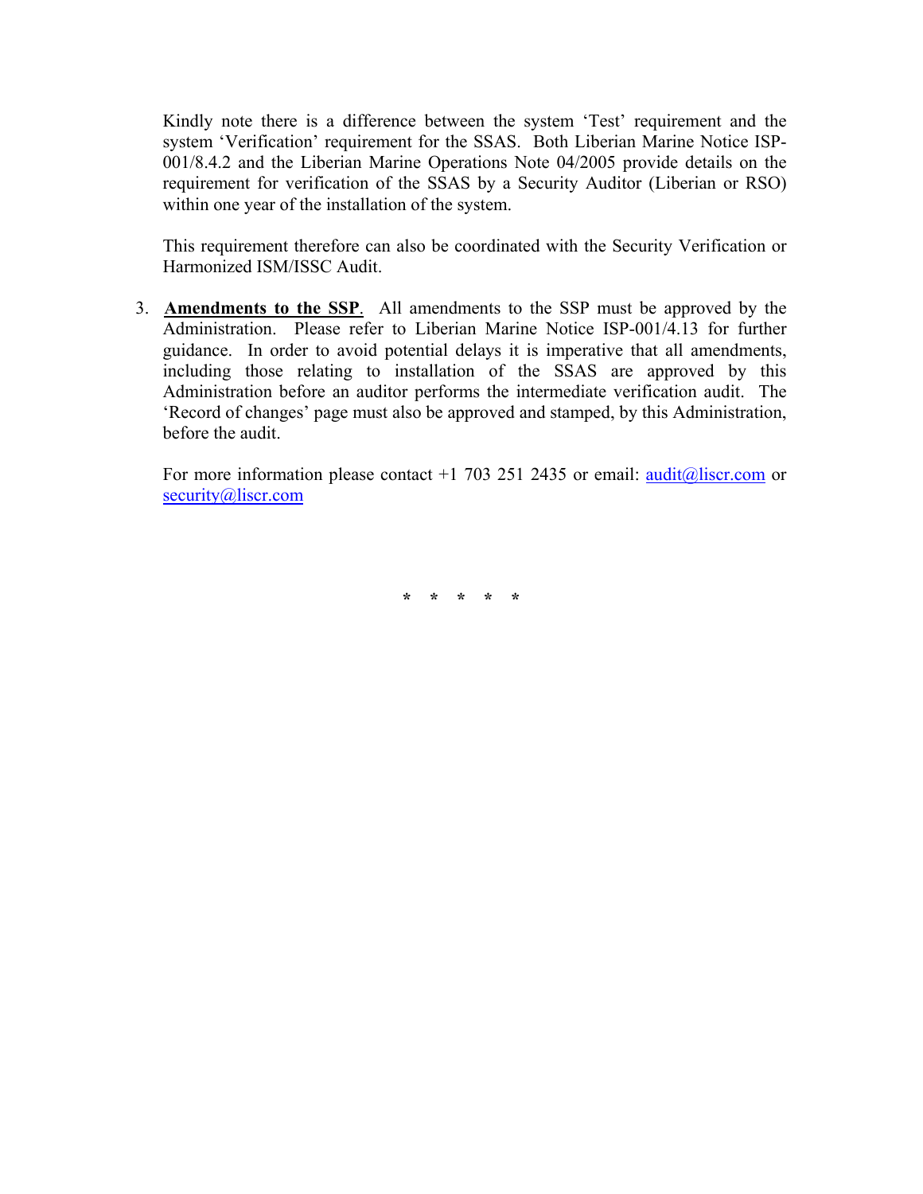Kindly note there is a difference between the system 'Test' requirement and the system 'Verification' requirement for the SSAS. Both Liberian Marine Notice ISP-001/8.4.2 and the Liberian Marine Operations Note 04/2005 provide details on the requirement for verification of the SSAS by a Security Auditor (Liberian or RSO) within one year of the installation of the system.

This requirement therefore can also be coordinated with the Security Verification or Harmonized ISM/ISSC Audit.

3. **Amendments to the SSP**. All amendments to the SSP must be approved by the Administration. Please refer to Liberian Marine Notice ISP-001/4.13 for further guidance. In order to avoid potential delays it is imperative that all amendments, including those relating to installation of the SSAS are approved by this Administration before an auditor performs the intermediate verification audit. The 'Record of changes' page must also be approved and stamped, by this Administration, before the audit.

   For more information please contact +1 703 251 2435 or email: audit@liscr.com or security@liscr.com

\* \* \* \* \*